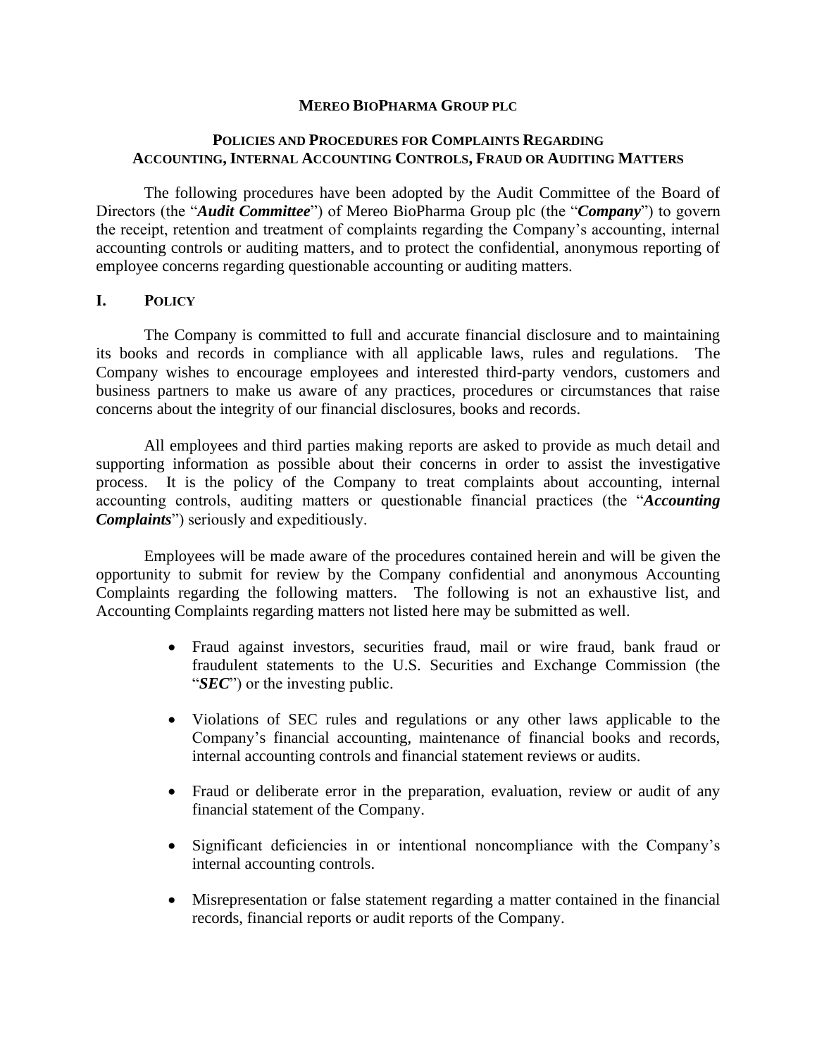# MEREO BIOPHARMA GROUP PLC

## POLICIES AND PROCEDURES FOR COMPLAINTS REGARDING ACCOUNTING, INTERNAL ACCOUNTING CONTROLS, FRAUD OR AUDITING MATTERS

The following procedures have been adopted by the Audit Committee of the Board of Directors (the "***Audit Committee***") of Mereo BioPharma Group plc (the "***Company***") to govern the receipt, retention and treatment of complaints regarding the Company's accounting, internal accounting controls or auditing matters, and to protect the confidential, anonymous reporting of employee concerns regarding questionable accounting or auditing matters.

## I. POLICY

The Company is committed to full and accurate financial disclosure and to maintaining its books and records in compliance with all applicable laws, rules and regulations. The Company wishes to encourage employees and interested third-party vendors, customers and business partners to make us aware of any practices, procedures or circumstances that raise concerns about the integrity of our financial disclosures, books and records.

All employees and third parties making reports are asked to provide as much detail and supporting information as possible about their concerns in order to assist the investigative process. It is the policy of the Company to treat complaints about accounting, internal accounting controls, auditing matters or questionable financial practices (the "***Accounting Complaints***") seriously and expeditiously.

Employees will be made aware of the procedures contained herein and will be given the opportunity to submit for review by the Company confidential and anonymous Accounting Complaints regarding the following matters. The following is not an exhaustive list, and Accounting Complaints regarding matters not listed here may be submitted as well.

- Fraud against investors, securities fraud, mail or wire fraud, bank fraud or fraudulent statements to the U.S. Securities and Exchange Commission (the "***SEC***") or the investing public.
- Violations of SEC rules and regulations or any other laws applicable to the Company's financial accounting, maintenance of financial books and records, internal accounting controls and financial statement reviews or audits.
- Fraud or deliberate error in the preparation, evaluation, review or audit of any financial statement of the Company.
- Significant deficiencies in or intentional noncompliance with the Company's internal accounting controls.
- Misrepresentation or false statement regarding a matter contained in the financial records, financial reports or audit reports of the Company.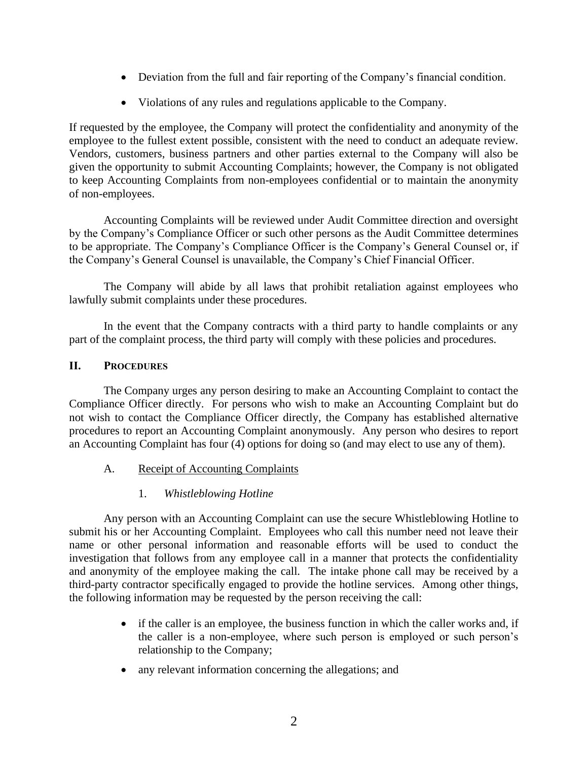- Deviation from the full and fair reporting of the Company's financial condition.
- Violations of any rules and regulations applicable to the Company.

If requested by the employee, the Company will protect the confidentiality and anonymity of the employee to the fullest extent possible, consistent with the need to conduct an adequate review. Vendors, customers, business partners and other parties external to the Company will also be given the opportunity to submit Accounting Complaints; however, the Company is not obligated to keep Accounting Complaints from non-employees confidential or to maintain the anonymity of non-employees.

Accounting Complaints will be reviewed under Audit Committee direction and oversight by the Company's Compliance Officer or such other persons as the Audit Committee determines to be appropriate. The Company's Compliance Officer is the Company's General Counsel or, if the Company's General Counsel is unavailable, the Company's Chief Financial Officer.

The Company will abide by all laws that prohibit retaliation against employees who lawfully submit complaints under these procedures.

In the event that the Company contracts with a third party to handle complaints or any part of the complaint process, the third party will comply with these policies and procedures.

## II. PROCEDURES

The Company urges any person desiring to make an Accounting Complaint to contact the Compliance Officer directly. For persons who wish to make an Accounting Complaint but do not wish to contact the Compliance Officer directly, the Company has established alternative procedures to report an Accounting Complaint anonymously. Any person who desires to report an Accounting Complaint has four (4) options for doing so (and may elect to use any of them).

### A. Receipt of Accounting Complaints

#### 1. *Whistleblowing Hotline*

Any person with an Accounting Complaint can use the secure Whistleblowing Hotline to submit his or her Accounting Complaint. Employees who call this number need not leave their name or other personal information and reasonable efforts will be used to conduct the investigation that follows from any employee call in a manner that protects the confidentiality and anonymity of the employee making the call. The intake phone call may be received by a third-party contractor specifically engaged to provide the hotline services. Among other things, the following information may be requested by the person receiving the call:

- if the caller is an employee, the business function in which the caller works and, if the caller is a non-employee, where such person is employed or such person's relationship to the Company;
- any relevant information concerning the allegations; and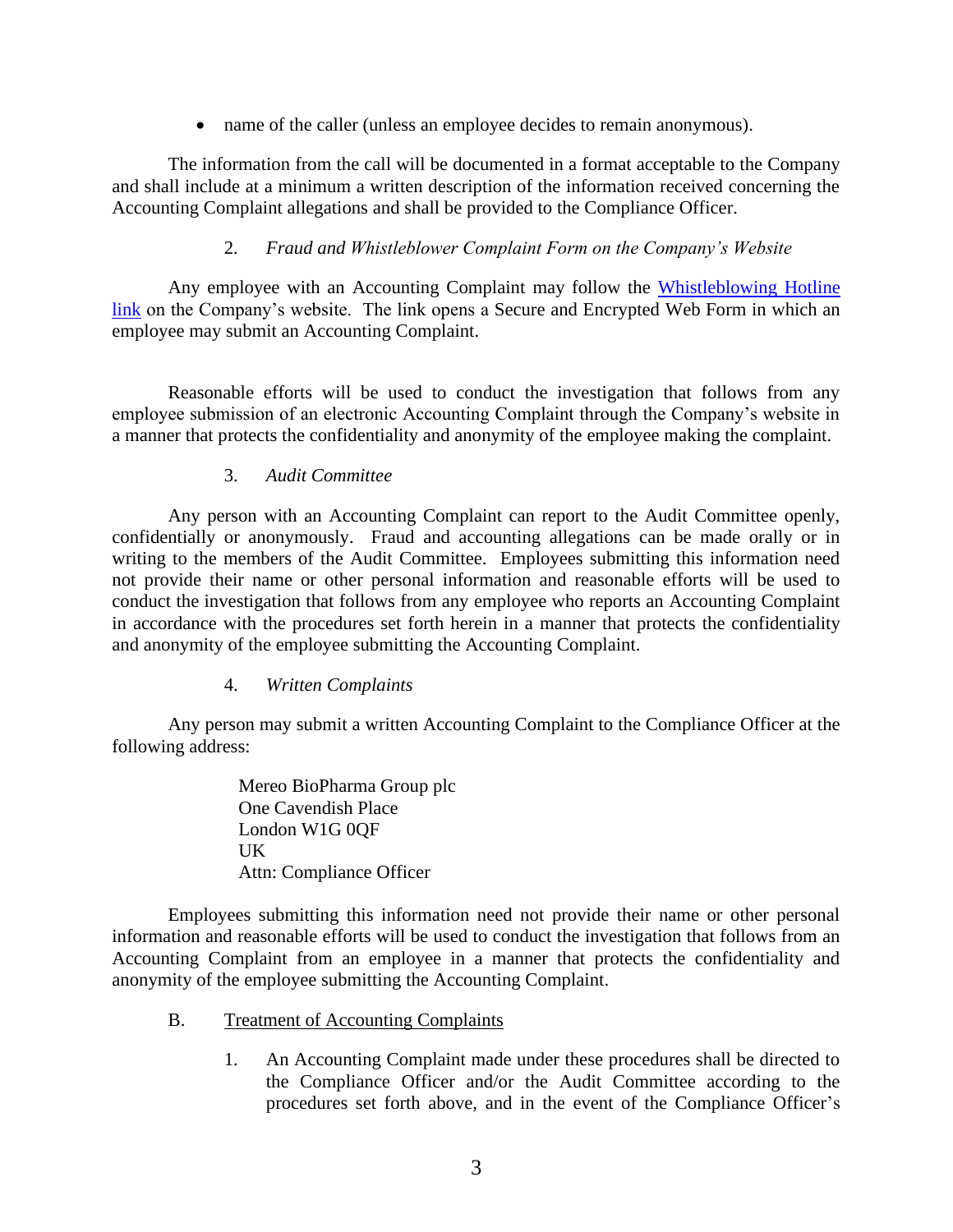- name of the caller (unless an employee decides to remain anonymous).

The information from the call will be documented in a format acceptable to the Company and shall include at a minimum a written description of the information received concerning the Accounting Complaint allegations and shall be provided to the Compliance Officer.

2. *Fraud and Whistleblower Complaint Form on the Company's Website*

Any employee with an Accounting Complaint may follow the Whistleblowing Hotline link on the Company's website. The link opens a Secure and Encrypted Web Form in which an employee may submit an Accounting Complaint.

Reasonable efforts will be used to conduct the investigation that follows from any employee submission of an electronic Accounting Complaint through the Company's website in a manner that protects the confidentiality and anonymity of the employee making the complaint.

3. *Audit Committee*

Any person with an Accounting Complaint can report to the Audit Committee openly, confidentially or anonymously. Fraud and accounting allegations can be made orally or in writing to the members of the Audit Committee. Employees submitting this information need not provide their name or other personal information and reasonable efforts will be used to conduct the investigation that follows from any employee who reports an Accounting Complaint in accordance with the procedures set forth herein in a manner that protects the confidentiality and anonymity of the employee submitting the Accounting Complaint.

4. *Written Complaints*

Any person may submit a written Accounting Complaint to the Compliance Officer at the following address:

Mereo BioPharma Group plc
One Cavendish Place
London W1G 0QF
UK
Attn: Compliance Officer

Employees submitting this information need not provide their name or other personal information and reasonable efforts will be used to conduct the investigation that follows from an Accounting Complaint from an employee in a manner that protects the confidentiality and anonymity of the employee submitting the Accounting Complaint.

B. Treatment of Accounting Complaints

1. An Accounting Complaint made under these procedures shall be directed to the Compliance Officer and/or the Audit Committee according to the procedures set forth above, and in the event of the Compliance Officer's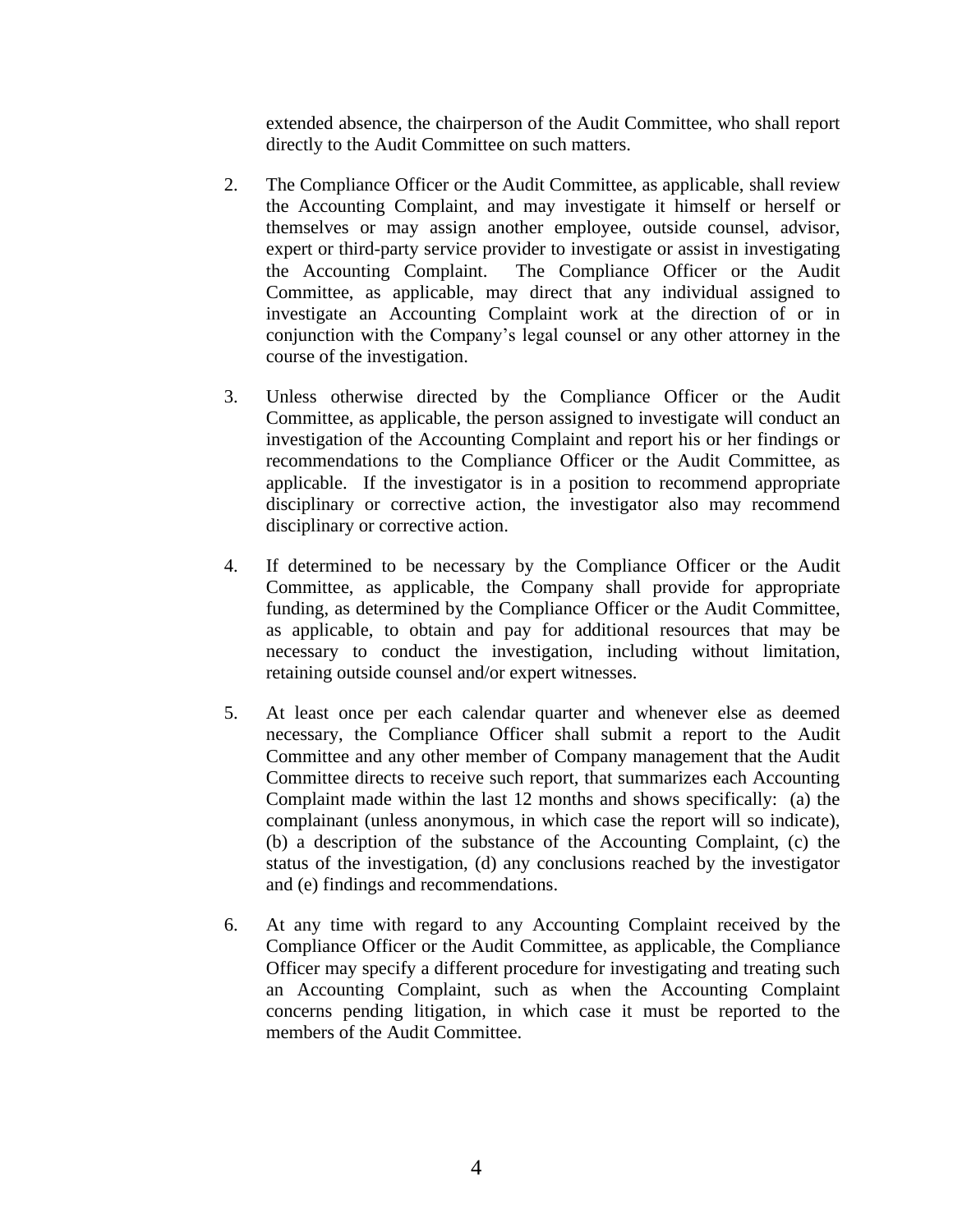extended absence, the chairperson of the Audit Committee, who shall report directly to the Audit Committee on such matters.

2. The Compliance Officer or the Audit Committee, as applicable, shall review the Accounting Complaint, and may investigate it himself or herself or themselves or may assign another employee, outside counsel, advisor, expert or third-party service provider to investigate or assist in investigating the Accounting Complaint. The Compliance Officer or the Audit Committee, as applicable, may direct that any individual assigned to investigate an Accounting Complaint work at the direction of or in conjunction with the Company's legal counsel or any other attorney in the course of the investigation.

3. Unless otherwise directed by the Compliance Officer or the Audit Committee, as applicable, the person assigned to investigate will conduct an investigation of the Accounting Complaint and report his or her findings or recommendations to the Compliance Officer or the Audit Committee, as applicable. If the investigator is in a position to recommend appropriate disciplinary or corrective action, the investigator also may recommend disciplinary or corrective action.

4. If determined to be necessary by the Compliance Officer or the Audit Committee, as applicable, the Company shall provide for appropriate funding, as determined by the Compliance Officer or the Audit Committee, as applicable, to obtain and pay for additional resources that may be necessary to conduct the investigation, including without limitation, retaining outside counsel and/or expert witnesses.

5. At least once per each calendar quarter and whenever else as deemed necessary, the Compliance Officer shall submit a report to the Audit Committee and any other member of Company management that the Audit Committee directs to receive such report, that summarizes each Accounting Complaint made within the last 12 months and shows specifically: (a) the complainant (unless anonymous, in which case the report will so indicate), (b) a description of the substance of the Accounting Complaint, (c) the status of the investigation, (d) any conclusions reached by the investigator and (e) findings and recommendations.

6. At any time with regard to any Accounting Complaint received by the Compliance Officer or the Audit Committee, as applicable, the Compliance Officer may specify a different procedure for investigating and treating such an Accounting Complaint, such as when the Accounting Complaint concerns pending litigation, in which case it must be reported to the members of the Audit Committee.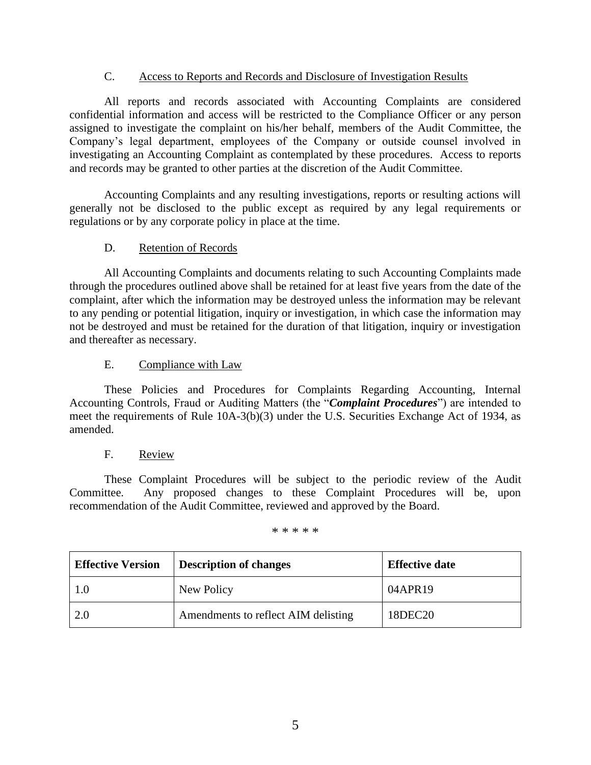### C. Access to Reports and Records and Disclosure of Investigation Results

All reports and records associated with Accounting Complaints are considered confidential information and access will be restricted to the Compliance Officer or any person assigned to investigate the complaint on his/her behalf, members of the Audit Committee, the Company's legal department, employees of the Company or outside counsel involved in investigating an Accounting Complaint as contemplated by these procedures. Access to reports and records may be granted to other parties at the discretion of the Audit Committee.

Accounting Complaints and any resulting investigations, reports or resulting actions will generally not be disclosed to the public except as required by any legal requirements or regulations or by any corporate policy in place at the time.

### D. Retention of Records

All Accounting Complaints and documents relating to such Accounting Complaints made through the procedures outlined above shall be retained for at least five years from the date of the complaint, after which the information may be destroyed unless the information may be relevant to any pending or potential litigation, inquiry or investigation, in which case the information may not be destroyed and must be retained for the duration of that litigation, inquiry or investigation and thereafter as necessary.

### E. Compliance with Law

These Policies and Procedures for Complaints Regarding Accounting, Internal Accounting Controls, Fraud or Auditing Matters (the "***Complaint Procedures***") are intended to meet the requirements of Rule 10A-3(b)(3) under the U.S. Securities Exchange Act of 1934, as amended.

### F. Review

These Complaint Procedures will be subject to the periodic review of the Audit Committee. Any proposed changes to these Complaint Procedures will be, upon recommendation of the Audit Committee, reviewed and approved by the Board.

\* \* \* \* \*

| Effective Version | Description of changes | Effective date |
|---|---|---|
| 1.0 | New Policy | 04APR19 |
| 2.0 | Amendments to reflect AIM delisting | 18DEC20 |